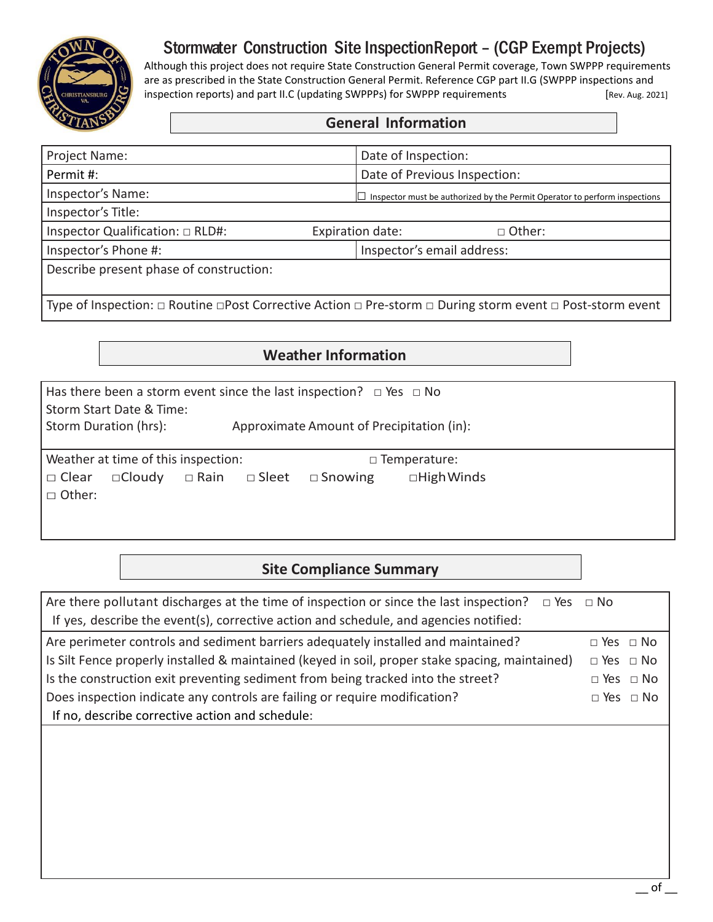# Stormwater Construction Site Inspection Report – (CGP Exempt Projects)

Although this project does not require State Construction General Permit coverage, Town SWPPP requirements are as prescribed in the State Construction General Permit. Reference CGP part II.G (SWPPP inspections and inspection reports) and part II.C (updating SWPPPs) for SWPPP requirements [Rev. Aug. 2021]

## General Information

| | |
|---|---|
| Project Name: | Date of Inspection: |
| Permit #: | Date of Previous Inspection: |
| Inspector's Name: | ☐ Inspector must be authorized by the Permit Operator to perform inspections |
| Inspector's Title: | |
| Inspector Qualification: ☐ RLD#: Expiration date: | ☐ Other: |
| Inspector's Phone #: | Inspector's email address: |
| Describe present phase of construction: | |
| Type of Inspection: ☐ Routine ☐ Post Corrective Action ☐ Pre-storm ☐ During storm event ☐ Post-storm event | |

## Weather Information

Has there been a storm event since the last inspection? ☐ Yes ☐ No

Storm Start Date & Time:

Storm Duration (hrs): Approximate Amount of Precipitation (in):

Weather at time of this inspection: ☐ Temperature:

☐ Clear ☐ Cloudy ☐ Rain ☐ Sleet ☐ Snowing ☐ High Winds

☐ Other:

## Site Compliance Summary

Are there pollutant discharges at the time of inspection or since the last inspection? ☐ Yes ☐ No

If yes, describe the event(s), corrective action and schedule, and agencies notified:

| | |
|---|---|
| Are perimeter controls and sediment barriers adequately installed and maintained? | ☐ Yes ☐ No |
| Is Silt Fence properly installed & maintained (keyed in soil, proper stake spacing, maintained) | ☐ Yes ☐ No |
| Is the construction exit preventing sediment from being tracked into the street? | ☐ Yes ☐ No |
| Does inspection indicate any controls are failing or require modification? | ☐ Yes ☐ No |

If no, describe corrective action and schedule: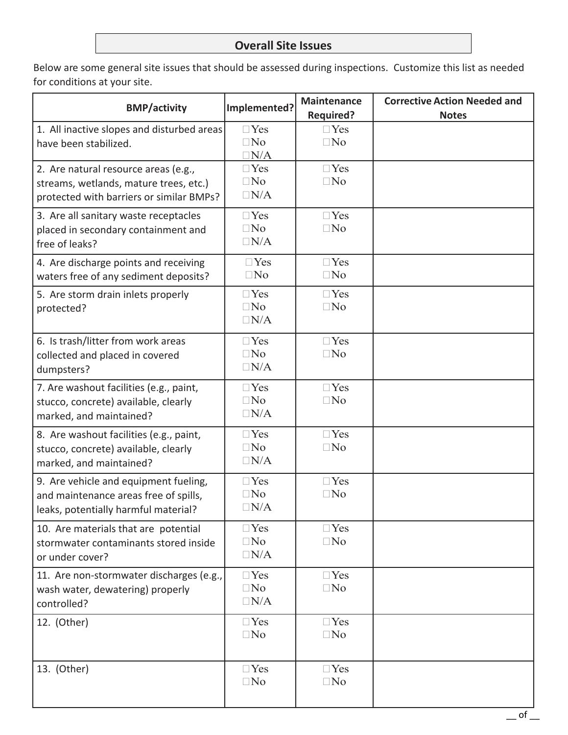## Overall Site Issues

Below are some general site issues that should be assessed during inspections. Customize this list as needed for conditions at your site.

| BMP/activity | Implemented? | Maintenance Required? | Corrective Action Needed and Notes |
|---|---|---|---|
| 1. All inactive slopes and disturbed areas have been stabilized. | □Yes □No □N/A | □Yes □No | |
| 2. Are natural resource areas (e.g., streams, wetlands, mature trees, etc.) protected with barriers or similar BMPs? | □Yes □No □N/A | □Yes □No | |
| 3. Are all sanitary waste receptacles placed in secondary containment and free of leaks? | □Yes □No □N/A | □Yes □No | |
| 4. Are discharge points and receiving waters free of any sediment deposits? | □Yes □No | □Yes □No | |
| 5. Are storm drain inlets properly protected? | □Yes □No □N/A | □Yes □No | |
| 6. Is trash/litter from work areas collected and placed in covered dumpsters? | □Yes □No □N/A | □Yes □No | |
| 7. Are washout facilities (e.g., paint, stucco, concrete) available, clearly marked, and maintained? | □Yes □No □N/A | □Yes □No | |
| 8. Are washout facilities (e.g., paint, stucco, concrete) available, clearly marked, and maintained? | □Yes □No □N/A | □Yes □No | |
| 9. Are vehicle and equipment fueling, and maintenance areas free of spills, leaks, potentially harmful material? | □Yes □No □N/A | □Yes □No | |
| 10. Are materials that are potential stormwater contaminants stored inside or under cover? | □Yes □No □N/A | □Yes □No | |
| 11. Are non-stormwater discharges (e.g., wash water, dewatering) properly controlled? | □Yes □No □N/A | □Yes □No | |
| 12. (Other) | □Yes □No | □Yes □No | |
| 13. (Other) | □Yes □No | □Yes □No | |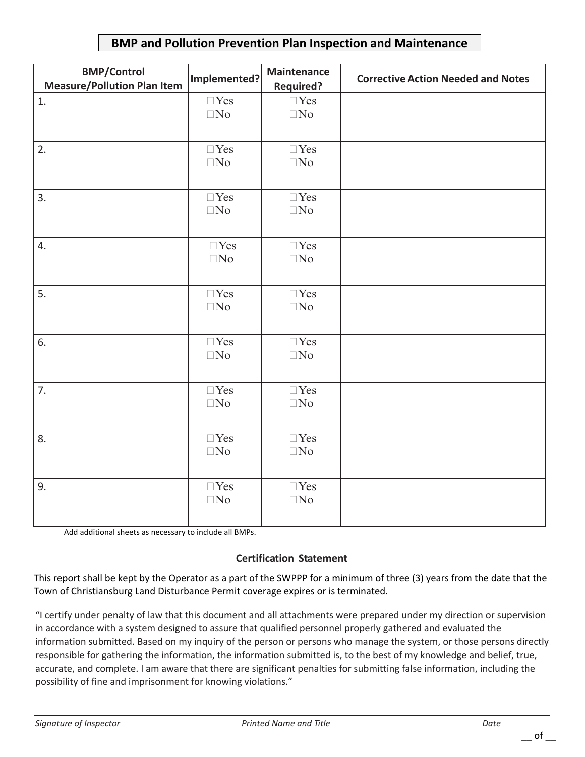## BMP and Pollution Prevention Plan Inspection and Maintenance

| BMP/Control Measure/Pollution Plan Item | Implemented? | Maintenance Required? | Corrective Action Needed and Notes |
|---|---|---|---|
| 1. | ☐Yes ☐No | ☐Yes ☐No | |
| 2. | ☐Yes ☐No | ☐Yes ☐No | |
| 3. | ☐Yes ☐No | ☐Yes ☐No | |
| 4. | ☐Yes ☐No | ☐Yes ☐No | |
| 5. | ☐Yes ☐No | ☐Yes ☐No | |
| 6. | ☐Yes ☐No | ☐Yes ☐No | |
| 7. | ☐Yes ☐No | ☐Yes ☐No | |
| 8. | ☐Yes ☐No | ☐Yes ☐No | |
| 9. | ☐Yes ☐No | ☐Yes ☐No | |

Add additional sheets as necessary to include all BMPs.

### Certification Statement

This report shall be kept by the Operator as a part of the SWPPP for a minimum of three (3) years from the date that the Town of Christiansburg Land Disturbance Permit coverage expires or is terminated.

"I certify under penalty of law that this document and all attachments were prepared under my direction or supervision in accordance with a system designed to assure that qualified personnel properly gathered and evaluated the information submitted. Based on my inquiry of the person or persons who manage the system, or those persons directly responsible for gathering the information, the information submitted is, to the best of my knowledge and belief, true, accurate, and complete. I am aware that there are significant penalties for submitting false information, including the possibility of fine and imprisonment for knowing violations."

______________________________________________________________________

*Signature of Inspector* *Printed Name and Title* *Date*

__ of __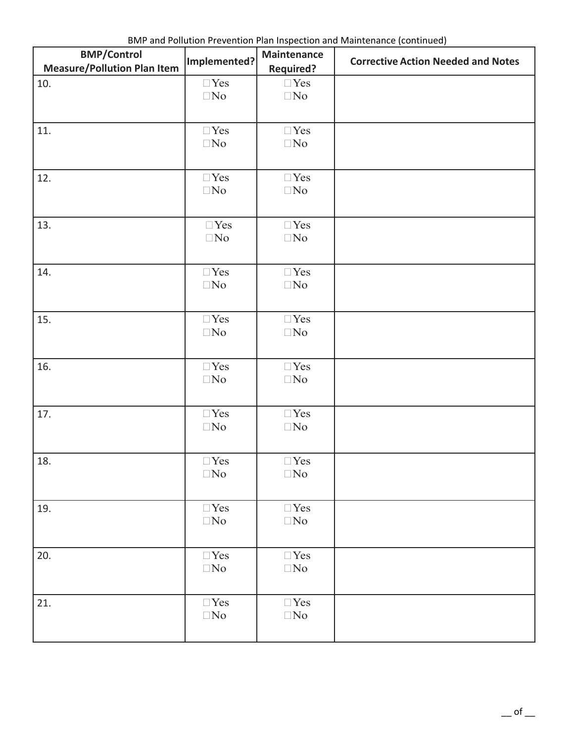BMP and Pollution Prevention Plan Inspection and Maintenance (continued)

| BMP/Control Measure/Pollution Plan Item | Implemented? | Maintenance Required? | Corrective Action Needed and Notes |
|---|---|---|---|
| 10. | ☐Yes ☐No | ☐Yes ☐No | |
| 11. | ☐Yes ☐No | ☐Yes ☐No | |
| 12. | ☐Yes ☐No | ☐Yes ☐No | |
| 13. | ☐Yes ☐No | ☐Yes ☐No | |
| 14. | ☐Yes ☐No | ☐Yes ☐No | |
| 15. | ☐Yes ☐No | ☐Yes ☐No | |
| 16. | ☐Yes ☐No | ☐Yes ☐No | |
| 17. | ☐Yes ☐No | ☐Yes ☐No | |
| 18. | ☐Yes ☐No | ☐Yes ☐No | |
| 19. | ☐Yes ☐No | ☐Yes ☐No | |
| 20. | ☐Yes ☐No | ☐Yes ☐No | |
| 21. | ☐Yes ☐No | ☐Yes ☐No | |